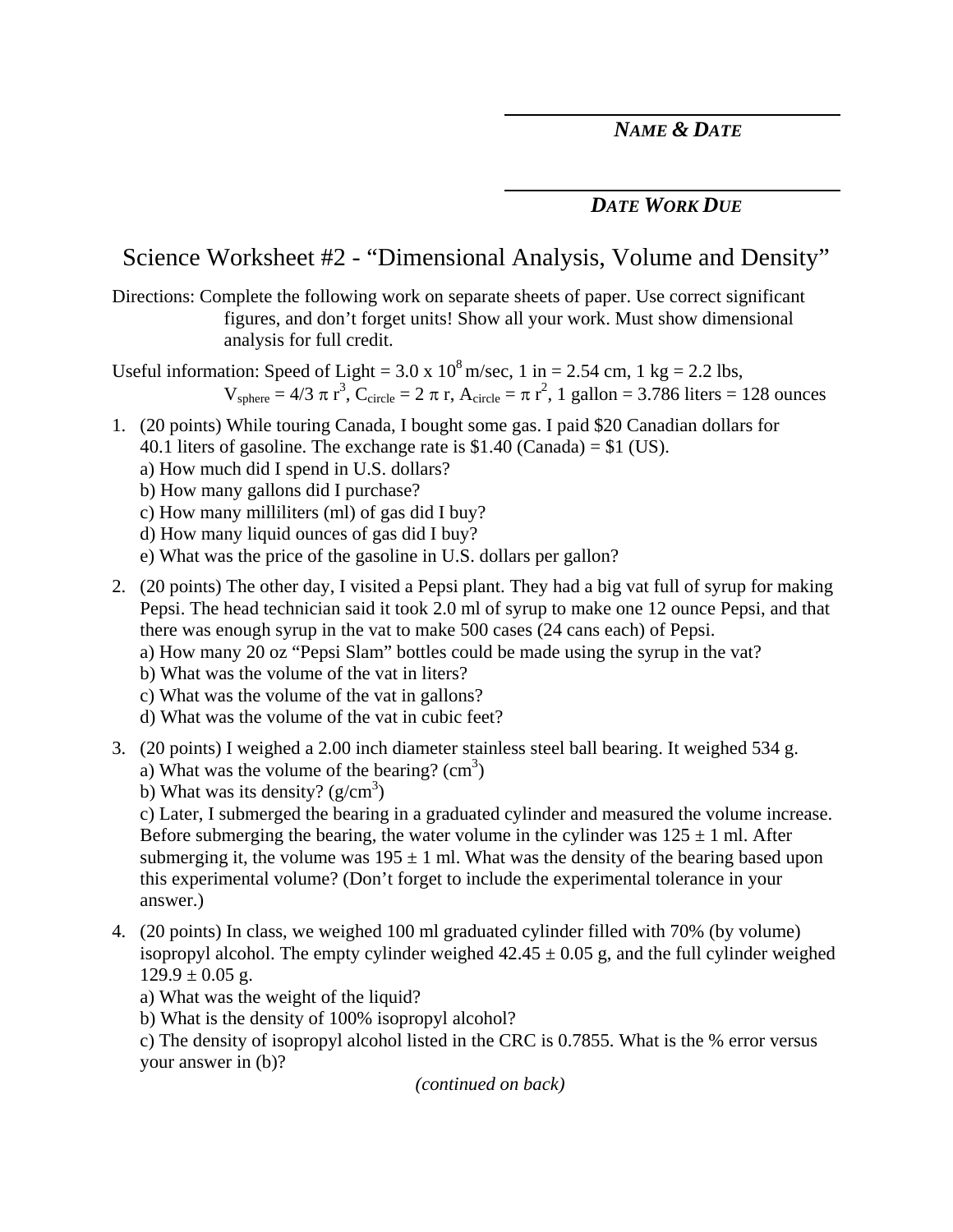***NAME & DATE***

***DATE WORK DUE***

# Science Worksheet #2 - "Dimensional Analysis, Volume and Density"

Directions: Complete the following work on separate sheets of paper. Use correct significant figures, and don't forget units! Show all your work. Must show dimensional analysis for full credit.

Useful information: Speed of Light = $3.0 \times 10^8$ m/sec, 1 in = 2.54 cm, 1 kg = 2.2 lbs, $V_{sphere} = 4/3 \pi r^3$, $C_{circle} = 2 \pi r$, $A_{circle} = \pi r^2$, 1 gallon = 3.786 liters = 128 ounces

1. (20 points) While touring Canada, I bought some gas. I paid $20 Canadian dollars for 40.1 liters of gasoline. The exchange rate is $1.40 (Canada) = $1 (US).
   a) How much did I spend in U.S. dollars?
   b) How many gallons did I purchase?
   c) How many milliliters (ml) of gas did I buy?
   d) How many liquid ounces of gas did I buy?
   e) What was the price of the gasoline in U.S. dollars per gallon?

2. (20 points) The other day, I visited a Pepsi plant. They had a big vat full of syrup for making Pepsi. The head technician said it took 2.0 ml of syrup to make one 12 ounce Pepsi, and that there was enough syrup in the vat to make 500 cases (24 cans each) of Pepsi.
   a) How many 20 oz "Pepsi Slam" bottles could be made using the syrup in the vat?
   b) What was the volume of the vat in liters?
   c) What was the volume of the vat in gallons?
   d) What was the volume of the vat in cubic feet?

3. (20 points) I weighed a 2.00 inch diameter stainless steel ball bearing. It weighed 534 g.
   a) What was the volume of the bearing? ($cm^3$)
   b) What was its density? ($g/cm^3$)
   c) Later, I submerged the bearing in a graduated cylinder and measured the volume increase. Before submerging the bearing, the water volume in the cylinder was $125 \pm 1$ ml. After submerging it, the volume was $195 \pm 1$ ml. What was the density of the bearing based upon this experimental volume? (Don't forget to include the experimental tolerance in your answer.)

4. (20 points) In class, we weighed 100 ml graduated cylinder filled with 70% (by volume) isopropyl alcohol. The empty cylinder weighed $42.45 \pm 0.05$ g, and the full cylinder weighed $129.9 \pm 0.05$ g.
   a) What was the weight of the liquid?
   b) What is the density of 100% isopropyl alcohol?
   c) The density of isopropyl alcohol listed in the CRC is 0.7855. What is the % error versus your answer in (b)?

*(continued on back)*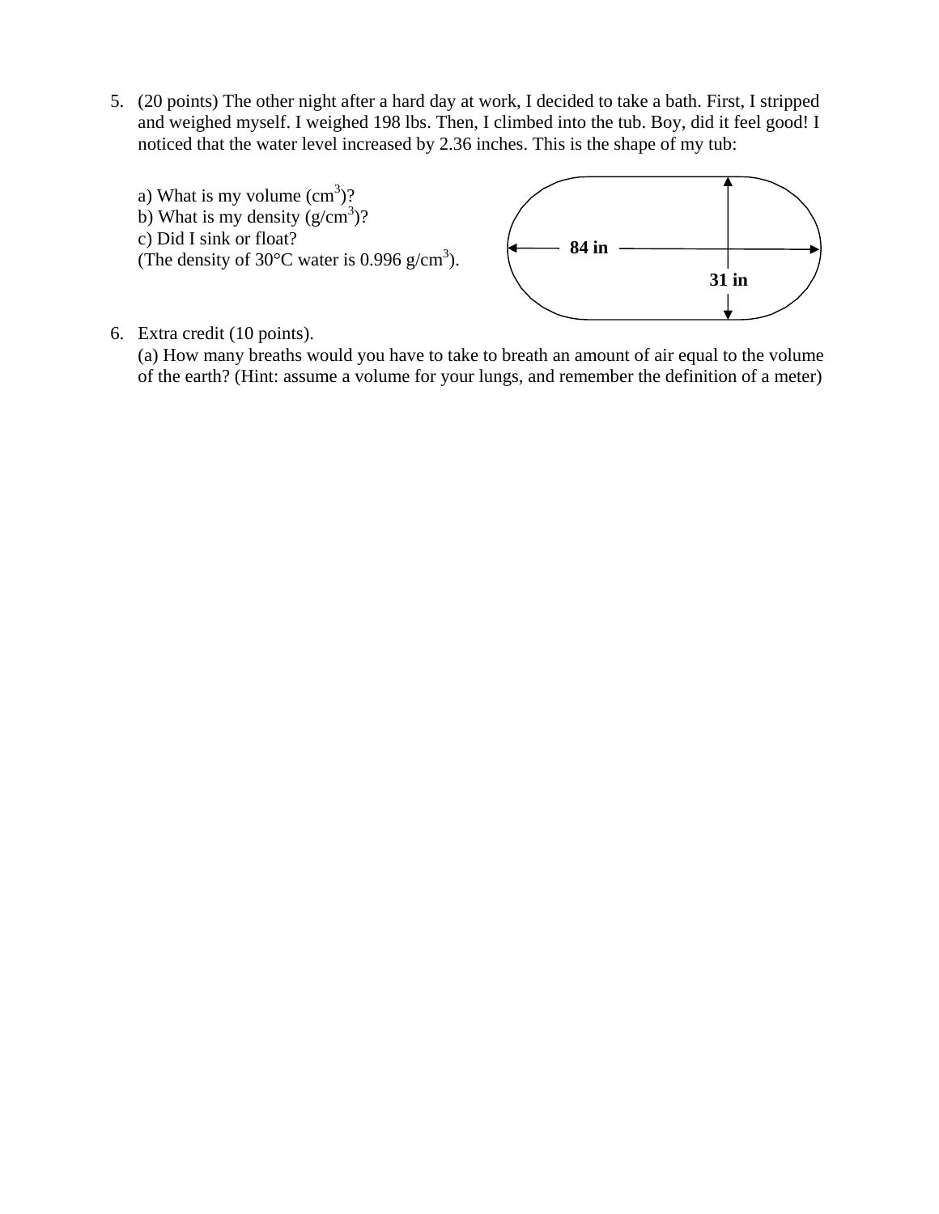5. (20 points) The other night after a hard day at work, I decided to take a bath. First, I stripped and weighed myself. I weighed 198 lbs. Then, I climbed into the tub. Boy, did it feel good! I noticed that the water level increased by 2.36 inches. This is the shape of my tub:

   a) What is my volume ($cm^3$)?
   b) What is my density ($g/cm^3$)?
   c) Did I sink or float?
   (The density of 30°C water is 0.996 $g/cm^3$).

   84 in

   31 in

6. Extra credit (10 points).
   (a) How many breaths would you have to take to breath an amount of air equal to the volume of the earth? (Hint: assume a volume for your lungs, and remember the definition of a meter)